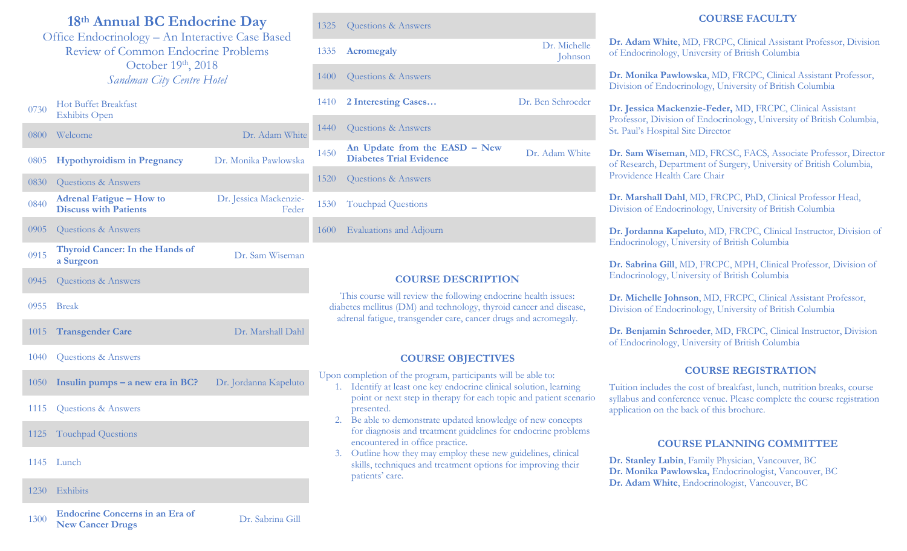# 18th Annual BC Endocrine Day

Office Endocrinology – An Interactive Case Based Review of Common Endocrine Problems

October 19th, 2018

*Sandman City Centre Hotel*

| Time | Session | Speaker |
|---|---|---|
| 0730 | Hot Buffet Breakfast<br>Exhibits Open | |
| 0800 | Welcome | Dr. Adam White |
| 0805 | **Hypothyroidism in Pregnancy** | Dr. Monika Pawlowska |
| 0830 | Questions & Answers | |
| 0840 | **Adrenal Fatigue – How to Discuss with Patients** | Dr. Jessica Mackenzie-Feder |
| 0905 | Questions & Answers | |
| 0915 | **Thyroid Cancer: In the Hands of a Surgeon** | Dr. Sam Wiseman |
| 0945 | Questions & Answers | |
| 0955 | Break | |
| 1015 | **Transgender Care** | Dr. Marshall Dahl |
| 1040 | Questions & Answers | |
| 1050 | **Insulin pumps – a new era in BC?** | Dr. Jordanna Kapeluto |
| 1115 | Questions & Answers | |
| 1125 | Touchpad Questions | |
| 1145 | Lunch | |
| 1230 | Exhibits | |
| 1300 | **Endocrine Concerns in an Era of New Cancer Drugs** | Dr. Sabrina Gill |
| 1325 | Questions & Answers | |
| 1335 | **Acromegaly** | Dr. Michelle Johnson |
| 1400 | Questions & Answers | |
| 1410 | **2 Interesting Cases…** | Dr. Ben Schroeder |
| 1440 | Questions & Answers | |
| 1450 | **An Update from the EASD – New Diabetes Trial Evidence** | Dr. Adam White |
| 1520 | Questions & Answers | |
| 1530 | Touchpad Questions | |
| 1600 | Evaluations and Adjourn | |

## COURSE DESCRIPTION

This course will review the following endocrine health issues: diabetes mellitus (DM) and technology, thyroid cancer and disease, adrenal fatigue, transgender care, cancer drugs and acromegaly.

## COURSE OBJECTIVES

Upon completion of the program, participants will be able to:

1. Identify at least one key endocrine clinical solution, learning point or next step in therapy for each topic and patient scenario presented.
2. Be able to demonstrate updated knowledge of new concepts for diagnosis and treatment guidelines for endocrine problems encountered in office practice.
3. Outline how they may employ these new guidelines, clinical skills, techniques and treatment options for improving their patients' care.

## COURSE FACULTY

**Dr. Adam White**, MD, FRCPC, Clinical Assistant Professor, Division of Endocrinology, University of British Columbia

**Dr. Monika Pawlowska**, MD, FRCPC, Clinical Assistant Professor, Division of Endocrinology, University of British Columbia

**Dr. Jessica Mackenzie-Feder,** MD, FRCPC, Clinical Assistant Professor, Division of Endocrinology, University of British Columbia, St. Paul's Hospital Site Director

**Dr. Sam Wiseman**, MD, FRCSC, FACS, Associate Professor, Director of Research, Department of Surgery, University of British Columbia, Providence Health Care Chair

**Dr. Marshall Dahl**, MD, FRCPC, PhD, Clinical Professor Head, Division of Endocrinology, University of British Columbia

**Dr. Jordanna Kapeluto**, MD, FRCPC, Clinical Instructor, Division of Endocrinology, University of British Columbia

**Dr. Sabrina Gill**, MD, FRCPC, MPH, Clinical Professor, Division of Endocrinology, University of British Columbia

**Dr. Michelle Johnson**, MD, FRCPC, Clinical Assistant Professor, Division of Endocrinology, University of British Columbia

**Dr. Benjamin Schroeder**, MD, FRCPC, Clinical Instructor, Division of Endocrinology, University of British Columbia

## COURSE REGISTRATION

Tuition includes the cost of breakfast, lunch, nutrition breaks, course syllabus and conference venue. Please complete the course registration application on the back of this brochure.

## COURSE PLANNING COMMITTEE

**Dr. Stanley Lubin**, Family Physician, Vancouver, BC
**Dr. Monika Pawlowska,** Endocrinologist, Vancouver, BC
**Dr. Adam White**, Endocrinologist, Vancouver, BC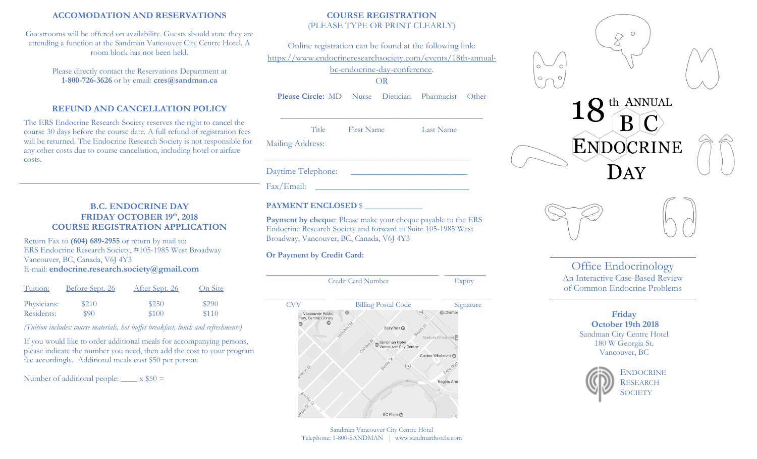## ACCOMODATION AND RESERVATIONS

Guestrooms will be offered on availability. Guests should state they are attending a function at the Sandman Vancouver City Centre Hotel. A room block has not been held.

Please directly contact the Reservations Department at **1-800-726-3626** or by email: **cres@sandman.ca**

## REFUND AND CANCELLATION POLICY

The ERS Endocrine Research Society reserves the right to cancel the course 30 days before the course date. A full refund of registration fees will be returned. The Endocrine Research Society is not responsible for any other costs due to course cancellation, including hotel or airfare costs.

## B.C. ENDOCRINE DAY
## FRIDAY OCTOBER 19th, 2018
## COURSE REGISTRATION APPLICATION

Return Fax to **(604) 689-2955** or return by mail to:
ERS Endocrine Research Society, #105-1985 West Broadway
Vancouver, BC, Canada, V6J 4Y3
E-mail: **endocrine.research.society@gmail.com**

| Tuition: | Before Sept. 26 | After Sept. 26 | On Site |
|---|---|---|---|
| Physicians: | $210 | $250 | $290 |
| Residents: | $90 | $100 | $110 |

*(Tuition includes: course materials, hot buffet breakfast, lunch and refreshments)*

If you would like to order additional meals for accompanying persons, please indicate the number you need, then add the cost to your program fee accordingly. Additional meals cost $50 per person.

Number of additional people: ____ x $50 =

## COURSE REGISTRATION
(PLEASE TYPE OR PRINT CLEARLY)

Online registration can be found at the following link:
https://www.endocrineresearchsociety.com/events/18th-annual-bc-endocrine-day-conference.

OR

**Please Circle:** MD Nurse Dietician Pharmacist Other

______________________________________________

Title First Name Last Name

Mailing Address:

______________________________________________

Daytime Telephone: ________________________

Fax/Email: ________________________________

**PAYMENT ENCLOSED** $ ____________

**Payment by cheque**: Please make your cheque payable to the ERS Endocrine Research Society and forward to Suite 105-1985 West Broadway, Vancouver, BC, Canada, V6J 4Y3

**Or Payment by Credit Card:**

______________________________ __________
Credit Card Number Expiry

__________ ____________________ __________
CVV Billing Postal Code Signature

Sandman Vancouver City Centre Hotel
Telephone: 1-800-SANDMAN | www.sandmanhotels.com

# 18th ANNUAL BC ENDOCRINE DAY

## Office Endocrinology
An Interactive Case-Based Review of Common Endocrine Problems

**Friday**
**October 19th 2018**
Sandman City Centre Hotel
180 W Georgia St.
Vancouver, BC

ENDOCRINE RESEARCH SOCIETY